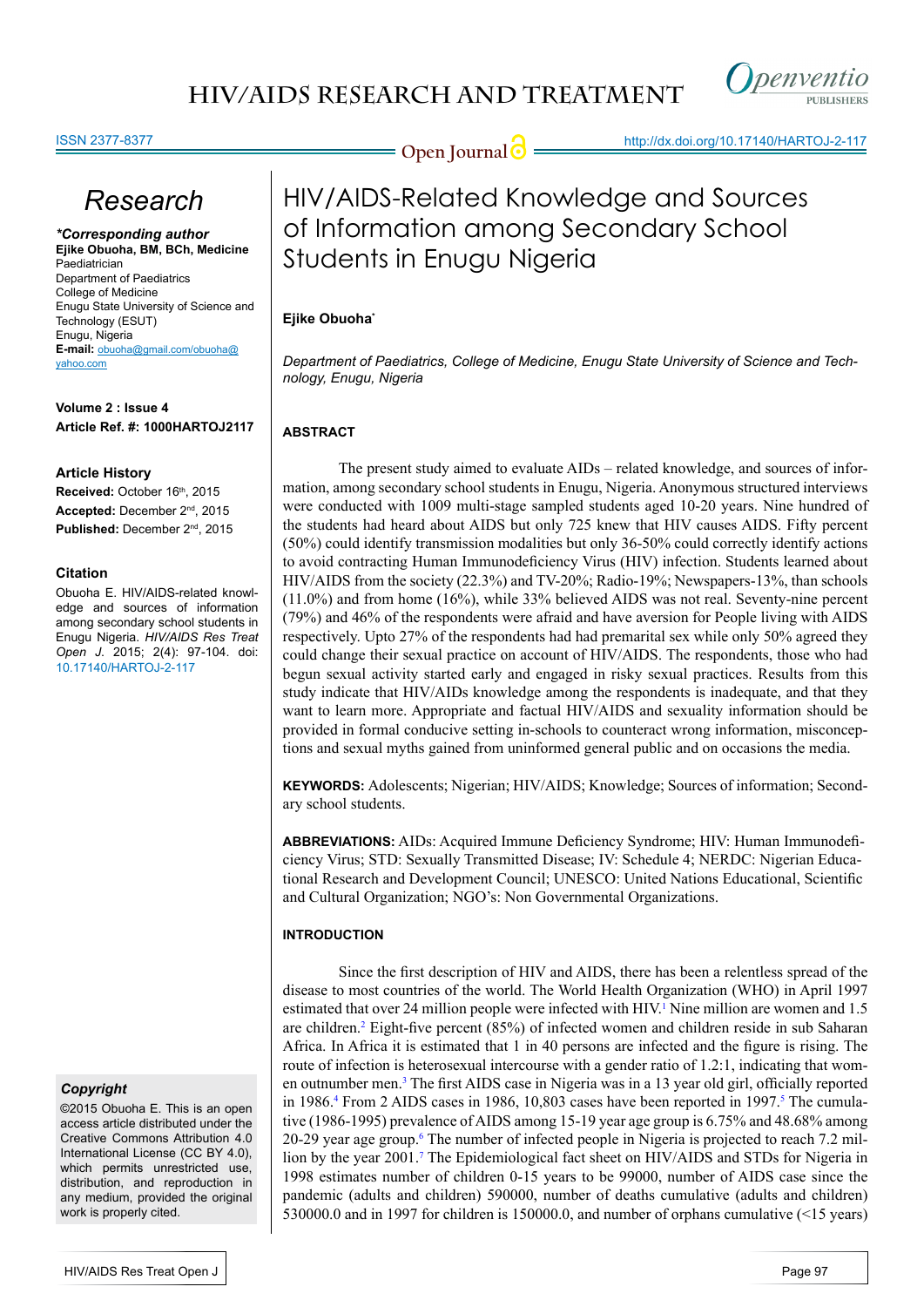# HIV/AIDS-Related Knowledge and Sources of Information among Secondary School Students in Enugu Nigeria

Research

***Corresponding author**
**Ejike Obuoha, BM, BCh, Medicine**
Paediatrician
Department of Paediatrics
College of Medicine
Enugu State University of Science and Technology (ESUT)
Enugu, Nigeria
**E-mail:** obuoha@gmail.com/obuoha@yahoo.com

**Volume 2 : Issue 4**
**Article Ref. #: 1000HARTOJ2117**

**Article History**
**Received:** October 16th, 2015
**Accepted:** December 2nd, 2015
**Published:** December 2nd, 2015

**Citation**
Obuoha E. HIV/AIDS-related knowledge and sources of information among secondary school students in Enugu Nigeria. *HIV/AIDS Res Treat Open J.* 2015; 2(4): 97-104. doi: 10.17140/HARTOJ-2-117

***Copyright***
©2015 Obuoha E. This is an open access article distributed under the Creative Commons Attribution 4.0 International License (CC BY 4.0), which permits unrestricted use, distribution, and reproduction in any medium, provided the original work is properly cited.

**Ejike Obuoha***

*Department of Paediatrics, College of Medicine, Enugu State University of Science and Technology, Enugu, Nigeria*

## ABSTRACT

The present study aimed to evaluate AIDs – related knowledge, and sources of information, among secondary school students in Enugu, Nigeria. Anonymous structured interviews were conducted with 1009 multi-stage sampled students aged 10-20 years. Nine hundred of the students had heard about AIDS but only 725 knew that HIV causes AIDS. Fifty percent (50%) could identify transmission modalities but only 36-50% could correctly identify actions to avoid contracting Human Immunodeficiency Virus (HIV) infection. Students learned about HIV/AIDS from the society (22.3%) and TV-20%; Radio-19%; Newspapers-13%, than schools (11.0%) and from home (16%), while 33% believed AIDS was not real. Seventy-nine percent (79%) and 46% of the respondents were afraid and have aversion for People living with AIDS respectively. Upto 27% of the respondents had had premarital sex while only 50% agreed they could change their sexual practice on account of HIV/AIDS. The respondents, those who had begun sexual activity started early and engaged in risky sexual practices. Results from this study indicate that HIV/AIDs knowledge among the respondents is inadequate, and that they want to learn more. Appropriate and factual HIV/AIDS and sexuality information should be provided in formal conducive setting in-schools to counteract wrong information, misconceptions and sexual myths gained from uninformed general public and on occasions the media.

**KEYWORDS:** Adolescents; Nigerian; HIV/AIDS; Knowledge; Sources of information; Secondary school students.

**ABBREVIATIONS:** AIDs: Acquired Immune Deficiency Syndrome; HIV: Human Immunodeficiency Virus; STD: Sexually Transmitted Disease; IV: Schedule 4; NERDC: Nigerian Educational Research and Development Council; UNESCO: United Nations Educational, Scientific and Cultural Organization; NGO's: Non Governmental Organizations.

## INTRODUCTION

Since the first description of HIV and AIDS, there has been a relentless spread of the disease to most countries of the world. The World Health Organization (WHO) in April 1997 estimated that over 24 million people were infected with HIV.[1] Nine million are women and 1.5 are children.[2] Eight-five percent (85%) of infected women and children reside in sub Saharan Africa. In Africa it is estimated that 1 in 40 persons are infected and the figure is rising. The route of infection is heterosexual intercourse with a gender ratio of 1.2:1, indicating that women outnumber men.[3] The first AIDS case in Nigeria was in a 13 year old girl, officially reported in 1986.[4] From 2 AIDS cases in 1986, 10,803 cases have been reported in 1997.[5] The cumulative (1986-1995) prevalence of AIDS among 15-19 year age group is 6.75% and 48.68% among 20-29 year age group.[6] The number of infected people in Nigeria is projected to reach 7.2 million by the year 2001.[7] The Epidemiological fact sheet on HIV/AIDS and STDs for Nigeria in 1998 estimates number of children 0-15 years to be 99000, number of AIDS case since the pandemic (adults and children) 590000, number of deaths cumulative (adults and children) 530000.0 and in 1997 for children is 150000.0, and number of orphans cumulative (<15 years)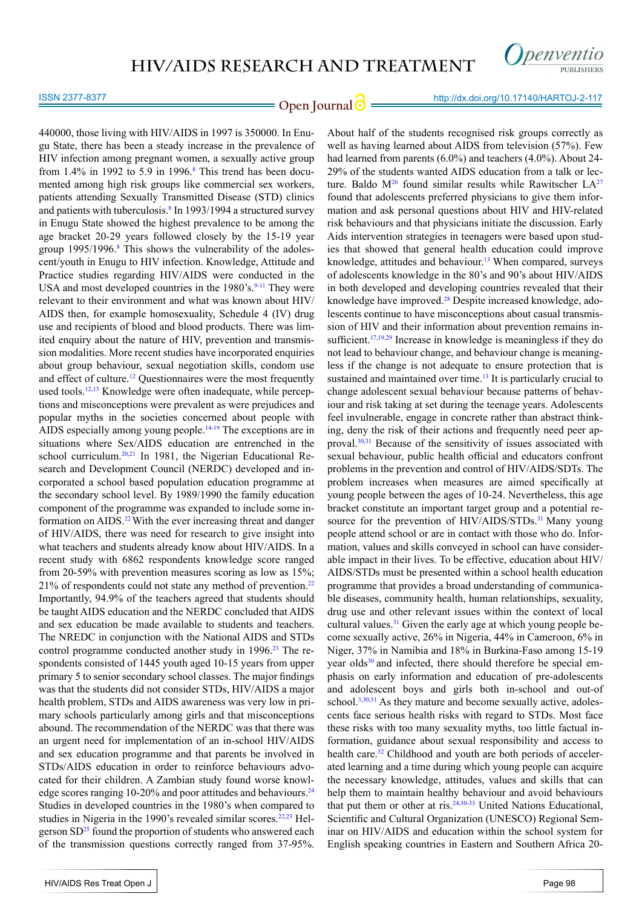440000, those living with HIV/AIDS in 1997 is 350000. In Enugu State, there has been a steady increase in the prevalence of HIV infection among pregnant women, a sexually active group from 1.4% in 1992 to 5.9 in 1996.[8] This trend has been documented among high risk groups like commercial sex workers, patients attending Sexually Transmitted Disease (STD) clinics and patients with tuberculosis.[8] In 1993/1994 a structured survey in Enugu State showed the highest prevalence to be among the age bracket 20-29 years followed closely by the 15-19 year group 1995/1996.[8] This shows the vulnerability of the adolescent/youth in Enugu to HIV infection. Knowledge, Attitude and Practice studies regarding HIV/AIDS were conducted in the USA and most developed countries in the 1980's.[9-11] They were relevant to their environment and what was known about HIV/AIDS then, for example homosexuality, Schedule 4 (IV) drug use and recipients of blood and blood products. There was limited enquiry about the nature of HIV, prevention and transmission modalities. More recent studies have incorporated enquiries about group behaviour, sexual negotiation skills, condom use and effect of culture.[12] Questionnaires were the most frequently used tools.[12,13] Knowledge were often inadequate, while perceptions and misconceptions were prevalent as were prejudices and popular myths in the societies concerned about people with AIDS especially among young people.[14-19] The exceptions are in situations where Sex/AIDS education are entrenched in the school curriculum.[20,21] In 1981, the Nigerian Educational Research and Development Council (NERDC) developed and incorporated a school based population education programme at the secondary school level. By 1989/1990 the family education component of the programme was expanded to include some information on AIDS.[22] With the ever increasing threat and danger of HIV/AIDS, there was need for research to give insight into what teachers and students already know about HIV/AIDS. In a recent study with 6862 respondents knowledge score ranged from 20-59% with prevention measures scoring as low as 15%; 21% of respondents could not state any method of prevention.[22] Importantly, 94.9% of the teachers agreed that students should be taught AIDS education and the NERDC concluded that AIDS and sex education be made available to students and teachers. The NREDC in conjunction with the National AIDS and STDs control programme conducted another study in 1996.[23] The respondents consisted of 1445 youth aged 10-15 years from upper primary 5 to senior secondary school classes. The major findings was that the students did not consider STDs, HIV/AIDS a major health problem, STDs and AIDS awareness was very low in primary schools particularly among girls and that misconceptions abound. The recommendation of the NERDC was that there was an urgent need for implementation of an in-school HIV/AIDS and sex education programme and that parents be involved in STDs/AIDS education in order to reinforce behaviours advocated for their children. A Zambian study found worse knowledge scores ranging 10-20% and poor attitudes and behaviours.[24] Studies in developed countries in the 1980's when compared to studies in Nigeria in the 1990's revealed similar scores.[22,23] Helgerson SD[25] found the proportion of students who answered each of the transmission questions correctly ranged from 37-95%. About half of the students recognised risk groups correctly as well as having learned about AIDS from television (57%). Few had learned from parents (6.0%) and teachers (4.0%). About 24-29% of the students wanted AIDS education from a talk or lecture. Baldo M[26] found similar results while Rawitscher LA[27] found that adolescents preferred physicians to give them information and ask personal questions about HIV and HIV-related risk behaviours and that physicians initiate the discussion. Early Aids intervention strategies in teenagers were based upon studies that showed that general health education could improve knowledge, attitudes and behaviour.[13] When compared, surveys of adolescents knowledge in the 80's and 90's about HIV/AIDS in both developed and developing countries revealed that their knowledge have improved.[28] Despite increased knowledge, adolescents continue to have misconceptions about casual transmission of HIV and their information about prevention remains insufficient.[17,19,29] Increase in knowledge is meaningless if they do not lead to behaviour change, and behaviour change is meaningless if the change is not adequate to ensure protection that is sustained and maintained over time.[13] It is particularly crucial to change adolescent sexual behaviour because patterns of behaviour and risk taking at set during the teenage years. Adolescents feel invulnerable, engage in concrete rather than abstract thinking, deny the risk of their actions and frequently need peer approval.[30,31] Because of the sensitivity of issues associated with sexual behaviour, public health official and educators confront problems in the prevention and control of HIV/AIDS/SDTs. The problem increases when measures are aimed specifically at young people between the ages of 10-24. Nevertheless, this age bracket constitute an important target group and a potential resource for the prevention of HIV/AIDS/STDs.[31] Many young people attend school or are in contact with those who do. Information, values and skills conveyed in school can have considerable impact in their lives. To be effective, education about HIV/AIDS/STDs must be presented within a school health education programme that provides a broad understanding of communicable diseases, community health, human relationships, sexuality, drug use and other relevant issues within the context of local cultural values.[31] Given the early age at which young people become sexually active, 26% in Nigeria, 44% in Cameroon, 6% in Niger, 37% in Namibia and 18% in Burkina-Faso among 15-19 year olds[30] and infected, there should therefore be special emphasis on early information and education of pre-adolescents and adolescent boys and girls both in-school and out-of school.[3,30,31] As they mature and become sexually active, adolescents face serious health risks with regard to STDs. Most face these risks with too many sexuality myths, too little factual information, guidance about sexual responsibility and access to health care.[32] Childhood and youth are both periods of accelerated learning and a time during which young people can acquire the necessary knowledge, attitudes, values and skills that can help them to maintain healthy behaviour and avoid behaviours that put them or other at ris.[24,30-33] United Nations Educational, Scientific and Cultural Organization (UNESCO) Regional Seminar on HIV/AIDS and education within the school system for English speaking countries in Eastern and Southern Africa 20-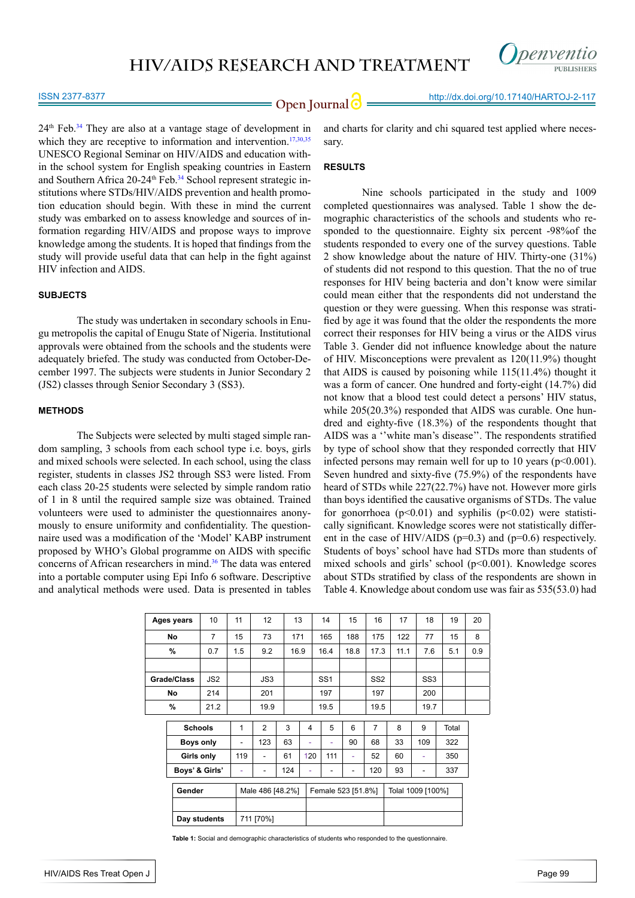24th Feb.[34] They are also at a vantage stage of development in which they are receptive to information and intervention.[17,30,35] UNESCO Regional Seminar on HIV/AIDS and education within the school system for English speaking countries in Eastern and Southern Africa 20-24th Feb.[34] School represent strategic institutions where STDs/HIV/AIDS prevention and health promotion education should begin. With these in mind the current study was embarked on to assess knowledge and sources of information regarding HIV/AIDS and propose ways to improve knowledge among the students. It is hoped that findings from the study will provide useful data that can help in the fight against HIV infection and AIDS.

## SUBJECTS

The study was undertaken in secondary schools in Enugu metropolis the capital of Enugu State of Nigeria. Institutional approvals were obtained from the schools and the students were adequately briefed. The study was conducted from October-December 1997. The subjects were students in Junior Secondary 2 (JS2) classes through Senior Secondary 3 (SS3).

## METHODS

The Subjects were selected by multi staged simple random sampling, 3 schools from each school type i.e. boys, girls and mixed schools were selected. In each school, using the class register, students in classes JS2 through SS3 were listed. From each class 20-25 students were selected by simple random ratio of 1 in 8 until the required sample size was obtained. Trained volunteers were used to administer the questionnaires anonymously to ensure uniformity and confidentiality. The questionnaire used was a modification of the 'Model' KABP instrument proposed by WHO's Global programme on AIDS with specific concerns of African researchers in mind.[36] The data was entered into a portable computer using Epi Info 6 software. Descriptive and analytical methods were used. Data is presented in tables and charts for clarity and chi squared test applied where necessary.

## RESULTS

Nine schools participated in the study and 1009 completed questionnaires was analysed. Table 1 show the demographic characteristics of the schools and students who responded to the questionnaire. Eighty six percent -98%of the students responded to every one of the survey questions. Table 2 show knowledge about the nature of HIV. Thirty-one (31%) of students did not respond to this question. That the no of true responses for HIV being bacteria and don't know were similar could mean either that the respondents did not understand the question or they were guessing. When this response was stratified by age it was found that the older the respondents the more correct their responses for HIV being a virus or the AIDS virus Table 3. Gender did not influence knowledge about the nature of HIV. Misconceptions were prevalent as 120(11.9%) thought that AIDS is caused by poisoning while 115(11.4%) thought it was a form of cancer. One hundred and forty-eight (14.7%) did not know that a blood test could detect a persons' HIV status, while 205(20.3%) responded that AIDS was curable. One hundred and eighty-five (18.3%) of the respondents thought that AIDS was a ''white man's disease''. The respondents stratified by type of school show that they responded correctly that HIV infected persons may remain well for up to 10 years ($p<0.001$). Seven hundred and sixty-five (75.9%) of the respondents have heard of STDs while 227(22.7%) have not. However more girls than boys identified the causative organisms of STDs. The value for gonorrhoea ($p<0.01$) and syphilis ($p<0.02$) were statistically significant. Knowledge scores were not statistically different in the case of HIV/AIDS ($p=0.3$) and ($p=0.6$) respectively. Students of boys' school have had STDs more than students of mixed schools and girls' school ($p<0.001$). Knowledge scores about STDs stratified by class of the respondents are shown in Table 4. Knowledge about condom use was fair as 535(53.0) had

| Ages years | 10 | 11 | 12 | 13 | 14 | 15 | 16 | 17 | 18 | 19 | 20 |
|---|---|---|---|---|---|---|---|---|---|---|---|
| No | 7 | 15 | 73 | 171 | 165 | 188 | 175 | 122 | 77 | 15 | 8 |
| % | 0.7 | 1.5 | 9.2 | 16.9 | 16.4 | 18.8 | 17.3 | 11.1 | 7.6 | 5.1 | 0.9 |
| | | | | | | | | | | | |
| Grade/Class | JS2 | | JS3 | | SS1 | | SS2 | | SS3 | | |
| No | 214 | | 201 | | 197 | | 197 | | 200 | | |
| % | 21.2 | | 19.9 | | 19.5 | | 19.5 | | 19.7 | | |

| Schools | 1 | 2 | 3 | 4 | 5 | 6 | 7 | 8 | 9 | Total |
|---|---|---|---|---|---|---|---|---|---|---|
| Boys only | - | 123 | 63 | - | - | 90 | 68 | 33 | 109 | 322 |
| Girls only | 119 | - | 61 | 120 | 111 | - | 52 | 60 | - | 350 |
| Boys' & Girls' | - | - | 124 | - | - | - | 120 | 93 | - | 337 |

| Gender | Male 486 [48.2%] | Female 523 [51.8%] | Tolal 1009 [100%] |
|---|---|---|---|
| | | | |
| Day students | 711 [70%] | | |

**Table 1:** Social and demographic characteristics of students who responded to the questionnaire.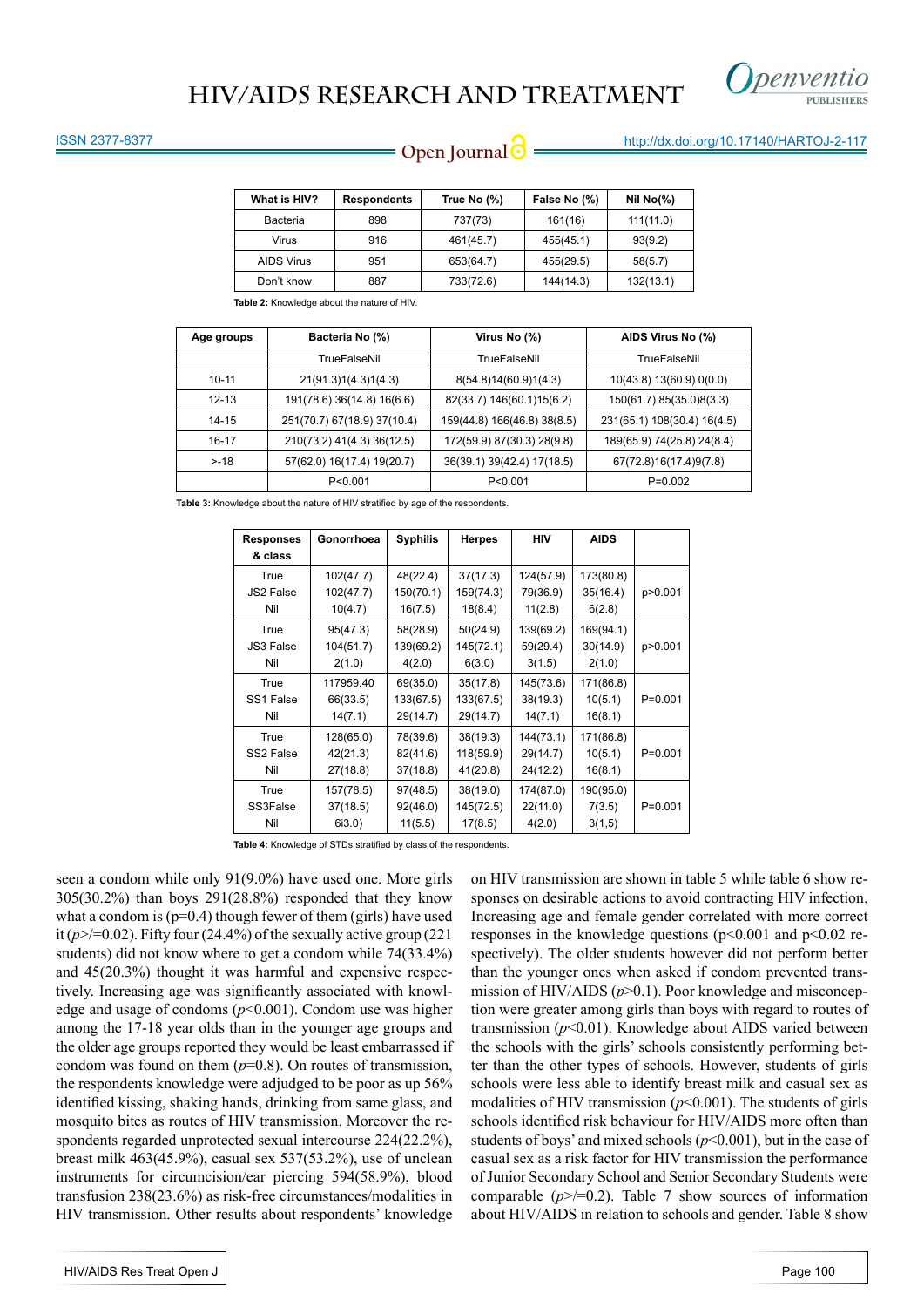| What is HIV? | Respondents | True No (%) | False No (%) | Nil No(%) |
|---|---|---|---|---|
| Bacteria | 898 | 737(73) | 161(16) | 111(11.0) |
| Virus | 916 | 461(45.7) | 455(45.1) | 93(9.2) |
| AIDS Virus | 951 | 653(64.7) | 455(29.5) | 58(5.7) |
| Don't know | 887 | 733(72.6) | 144(14.3) | 132(13.1) |

**Table 2:** Knowledge about the nature of HIV.

| Age groups | Bacteria No (%) | Virus No (%) | AIDS Virus No (%) |
|---|---|---|---|
| | TrueFalseNil | TrueFalseNil | TrueFalseNil |
| 10-11 | 21(91.3)1(4.3)1(4.3) | 8(54.8)14(60.9)1(4.3) | 10(43.8) 13(60.9) 0(0.0) |
| 12-13 | 191(78.6) 36(14.8) 16(6.6) | 82(33.7) 146(60.1)15(6.2) | 150(61.7) 85(35.0)8(3.3) |
| 14-15 | 251(70.7) 67(18.9) 37(10.4) | 159(44.8) 166(46.8) 38(8.5) | 231(65.1) 108(30.4) 16(4.5) |
| 16-17 | 210(73.2) 41(4.3) 36(12.5) | 172(59.9) 87(30.3) 28(9.8) | 189(65.9) 74(25.8) 24(8.4) |
| >-18 | 57(62.0) 16(17.4) 19(20.7) | 36(39.1) 39(42.4) 17(18.5) | 67(72.8)16(17.4)9(7.8) |
| | P<0.001 | P<0.001 | P=0.002 |

**Table 3:** Knowledge about the nature of HIV stratified by age of the respondents.

| Responses & class | Gonorrhoea | Syphilis | Herpes | HIV | AIDS | |
|---|---|---|---|---|---|---|
| True<br>JS2 False<br>Nil | 102(47.7)<br>102(47.7)<br>10(4.7) | 48(22.4)<br>150(70.1)<br>16(7.5) | 37(17.3)<br>159(74.3)<br>18(8.4) | 124(57.9)<br>79(36.9)<br>11(2.8) | 173(80.8)<br>35(16.4)<br>6(2.8) | p>0.001 |
| True<br>JS3 False<br>Nil | 95(47.3)<br>104(51.7)<br>2(1.0) | 58(28.9)<br>139(69.2)<br>4(2.0) | 50(24.9)<br>145(72.1)<br>6(3.0) | 139(69.2)<br>59(29.4)<br>3(1.5) | 169(94.1)<br>30(14.9)<br>2(1.0) | p>0.001 |
| True<br>SS1 False<br>Nil | 117959.40<br>66(33.5)<br>14(7.1) | 69(35.0)<br>133(67.5)<br>29(14.7) | 35(17.8)<br>133(67.5)<br>29(14.7) | 145(73.6)<br>38(19.3)<br>14(7.1) | 171(86.8)<br>10(5.1)<br>16(8.1) | P=0.001 |
| True<br>SS2 False<br>Nil | 128(65.0)<br>42(21.3)<br>27(18.8) | 78(39.6)<br>82(41.6)<br>37(18.8) | 38(19.3)<br>118(59.9)<br>41(20.8) | 144(73.1)<br>29(14.7)<br>24(12.2) | 171(86.8)<br>10(5.1)<br>16(8.1) | P=0.001 |
| True<br>SS3False<br>Nil | 157(78.5)<br>37(18.5)<br>6i3.0) | 97(48.5)<br>92(46.0)<br>11(5.5) | 38(19.0)<br>145(72.5)<br>17(8.5) | 174(87.0)<br>22(11.0)<br>4(2.0) | 190(95.0)<br>7(3.5)<br>3(1,5) | P=0.001 |

**Table 4:** Knowledge of STDs stratified by class of the respondents.

seen a condom while only 91(9.0%) have used one. More girls 305(30.2%) than boys 291(28.8%) responded that they know what a condom is (p=0.4) though fewer of them (girls) have used it (*p*>/=0.02). Fifty four (24.4%) of the sexually active group (221 students) did not know where to get a condom while 74(33.4%) and 45(20.3%) thought it was harmful and expensive respectively. Increasing age was significantly associated with knowledge and usage of condoms (*p*<0.001). Condom use was higher among the 17-18 year olds than in the younger age groups and the older age groups reported they would be least embarrassed if condom was found on them (*p*=0.8). On routes of transmission, the respondents knowledge were adjudged to be poor as up 56% identified kissing, shaking hands, drinking from same glass, and mosquito bites as routes of HIV transmission. Moreover the respondents regarded unprotected sexual intercourse 224(22.2%), breast milk 463(45.9%), casual sex 537(53.2%), use of unclean instruments for circumcision/ear piercing 594(58.9%), blood transfusion 238(23.6%) as risk-free circumstances/modalities in HIV transmission. Other results about respondents' knowledge on HIV transmission are shown in table 5 while table 6 show responses on desirable actions to avoid contracting HIV infection. Increasing age and female gender correlated with more correct responses in the knowledge questions (p<0.001 and p<0.02 respectively). The older students however did not perform better than the younger ones when asked if condom prevented transmission of HIV/AIDS (*p*>0.1). Poor knowledge and misconception were greater among girls than boys with regard to routes of transmission (*p*<0.01). Knowledge about AIDS varied between the schools with the girls' schools consistently performing better than the other types of schools. However, students of girls schools were less able to identify breast milk and casual sex as modalities of HIV transmission (*p*<0.001). The students of girls schools identified risk behaviour for HIV/AIDS more often than students of boys' and mixed schools (*p*<0.001), but in the case of casual sex as a risk factor for HIV transmission the performance of Junior Secondary School and Senior Secondary Students were comparable (*p*>/=0.2). Table 7 show sources of information about HIV/AIDS in relation to schools and gender. Table 8 show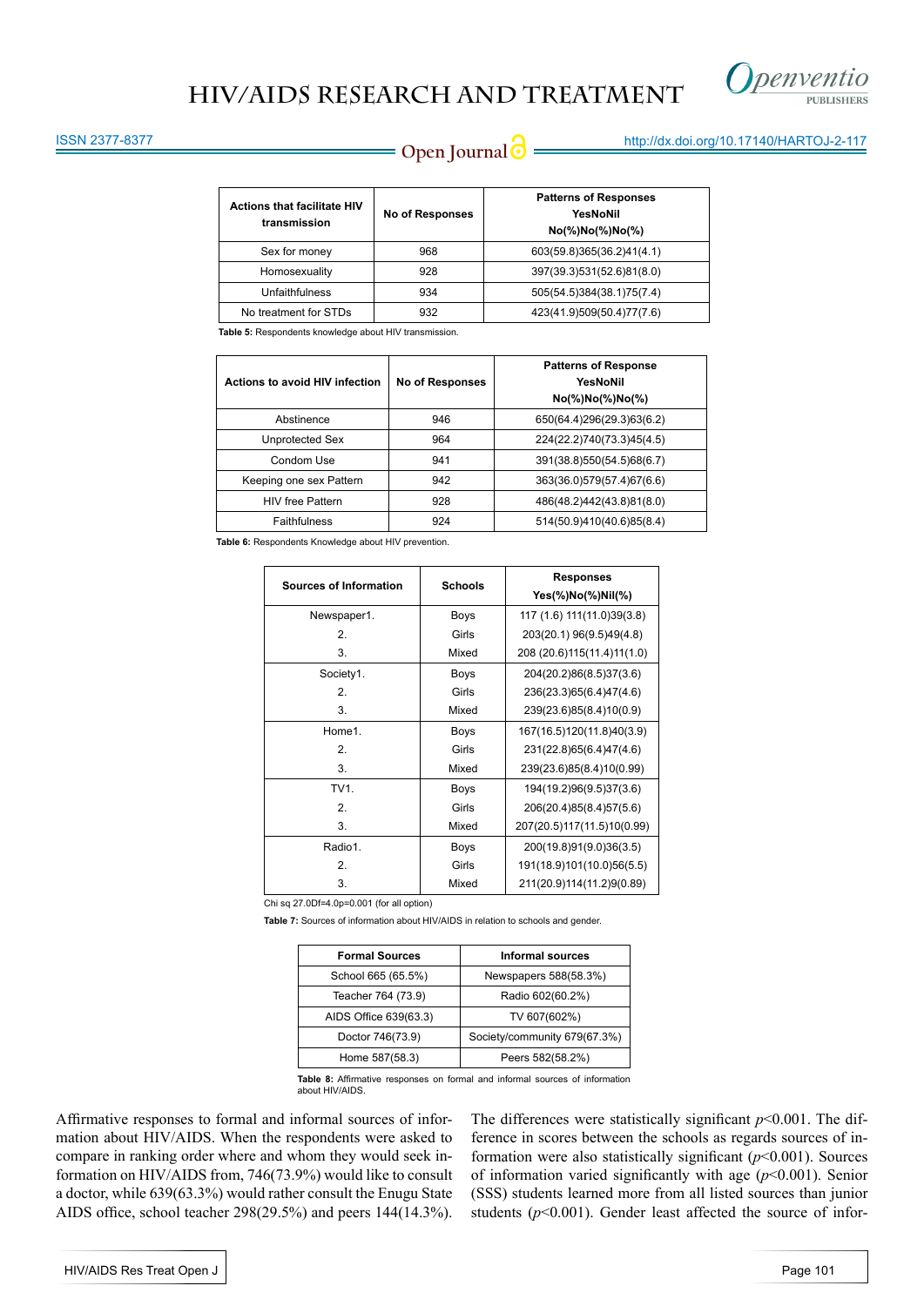| Actions that facilitate HIV transmission | No of Responses | Patterns of Responses YesNoNil No(%)No(%)No(%) |
|---|---|---|
| Sex for money | 968 | 603(59.8)365(36.2)41(4.1) |
| Homosexuality | 928 | 397(39.3)531(52.6)81(8.0) |
| Unfaithfulness | 934 | 505(54.5)384(38.1)75(7.4) |
| No treatment for STDs | 932 | 423(41.9)509(50.4)77(7.6) |

**Table 5:** Respondents knowledge about HIV transmission.

| Actions to avoid HIV infection | No of Responses | Patterns of Response YesNoNil No(%)No(%)No(%) |
|---|---|---|
| Abstinence | 946 | 650(64.4)296(29.3)63(6.2) |
| Unprotected Sex | 964 | 224(22.2)740(73.3)45(4.5) |
| Condom Use | 941 | 391(38.8)550(54.5)68(6.7) |
| Keeping one sex Pattern | 942 | 363(36.0)579(57.4)67(6.6) |
| HIV free Pattern | 928 | 486(48.2)442(43.8)81(8.0) |
| Faithfulness | 924 | 514(50.9)410(40.6)85(8.4) |

**Table 6:** Respondents Knowledge about HIV prevention.

| Sources of Information | Schools | Responses Yes(%)No(%)Nil(%) |
|---|---|---|
| Newspaper1. | Boys | 117 (1.6) 111(11.0)39(3.8) |
| 2. | Girls | 203(20.1) 96(9.5)49(4.8) |
| 3. | Mixed | 208 (20.6)115(11.4)11(1.0) |
| Society1. | Boys | 204(20.2)86(8.5)37(3.6) |
| 2. | Girls | 236(23.3)65(6.4)47(4.6) |
| 3. | Mixed | 239(23.6)85(8.4)10(0.9) |
| Home1. | Boys | 167(16.5)120(11.8)40(3.9) |
| 2. | Girls | 231(22.8)65(6.4)47(4.6) |
| 3. | Mixed | 239(23.6)85(8.4)10(0.99) |
| TV1. | Boys | 194(19.2)96(9.5)37(3.6) |
| 2. | Girls | 206(20.4)85(8.4)57(5.6) |
| 3. | Mixed | 207(20.5)117(11.5)10(0.99) |
| Radio1. | Boys | 200(19.8)91(9.0)36(3.5) |
| 2. | Girls | 191(18.9)101(10.0)56(5.5) |
| 3. | Mixed | 211(20.9)114(11.2)9(0.89) |

Chi sq 27.0Df=4.0p=0.001 (for all option)

**Table 7:** Sources of information about HIV/AIDS in relation to schools and gender.

| Formal Sources | Informal sources |
|---|---|
| School 665 (65.5%) | Newspapers 588(58.3%) |
| Teacher 764 (73.9) | Radio 602(60.2%) |
| AIDS Office 639(63.3) | TV 607(602%) |
| Doctor 746(73.9) | Society/community 679(67.3%) |
| Home 587(58.3) | Peers 582(58.2%) |

**Table 8:** Affirmative responses on formal and informal sources of information about HIV/AIDS.

Affirmative responses to formal and informal sources of information about HIV/AIDS. When the respondents were asked to compare in ranking order where and whom they would seek information on HIV/AIDS from, 746(73.9%) would like to consult a doctor, while 639(63.3%) would rather consult the Enugu State AIDS office, school teacher 298(29.5%) and peers 144(14.3%). The differences were statistically significant $p<0.001$. The difference in scores between the schools as regards sources of information were also statistically significant ($p<0.001$). Sources of information varied significantly with age ($p<0.001$). Senior (SSS) students learned more from all listed sources than junior students ($p<0.001$). Gender least affected the source of infor-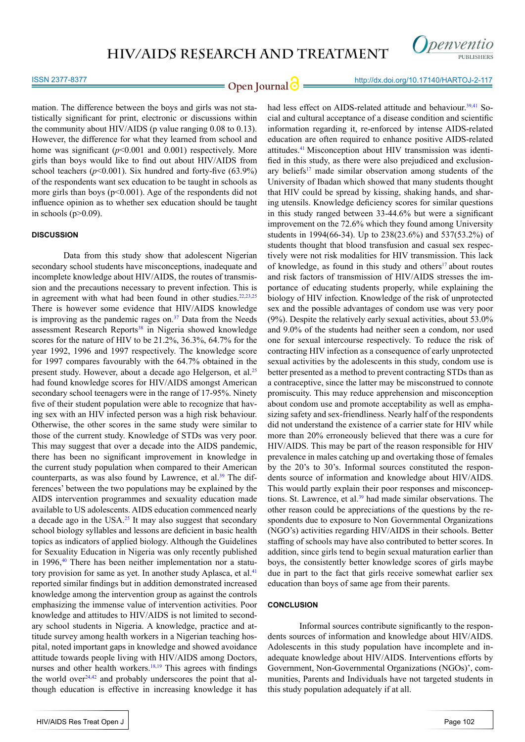mation. The difference between the boys and girls was not statistically significant for print, electronic or discussions within the community about HIV/AIDS (p value ranging 0.08 to 0.13). However, the difference for what they learned from school and home was significant ($p<0.001$ and 0.001) respectively. More girls than boys would like to find out about HIV/AIDS from school teachers ($p<0.001$). Six hundred and forty-five (63.9%) of the respondents want sex education to be taught in schools as more girls than boys ($p<0.001$). Age of the respondents did not influence opinion as to whether sex education should be taught in schools ($p>0.09$).

## DISCUSSION

Data from this study show that adolescent Nigerian secondary school students have misconceptions, inadequate and incomplete knowledge about HIV/AIDS, the routes of transmission and the precautions necessary to prevent infection. This is in agreement with what had been found in other studies.[22,23,25] There is however some evidence that HIV/AIDS knowledge is improving as the pandemic rages on.[37] Data from the Needs assessment Research Reports[38] in Nigeria showed knowledge scores for the nature of HIV to be 21.2%, 36.3%, 64.7% for the year 1992, 1996 and 1997 respectively. The knowledge score for 1997 compares favourably with the 64.7% obtained in the present study. However, about a decade ago Helgerson, et al.[25] had found knowledge scores for HIV/AIDS amongst American secondary school teenagers were in the range of 17-95%. Ninety five of their student population were able to recognize that having sex with an HIV infected person was a high risk behaviour. Otherwise, the other scores in the same study were similar to those of the current study. Knowledge of STDs was very poor. This may suggest that over a decade into the AIDS pandemic, there has been no significant improvement in knowledge in the current study population when compared to their American counterparts, as was also found by Lawrence, et al.[39] The differences' between the two populations may be explained by the AIDS intervention programmes and sexuality education made available to US adolescents. AIDS education commenced nearly a decade ago in the USA.[25] It may also suggest that secondary school biology syllables and lessons are deficient in basic health topics as indicators of applied biology. Although the Guidelines for Sexuality Education in Nigeria was only recently published in 1996,[40] There has been neither implementation nor a statutory provision for same as yet. In another study Aplasca, et al.[41] reported similar findings but in addition demonstrated increased knowledge among the intervention group as against the controls emphasizing the immense value of intervention activities. Poor knowledge and attitudes to HIV/AIDS is not limited to secondary school students in Nigeria. A knowledge, practice and attitude survey among health workers in a Nigerian teaching hospital, noted important gaps in knowledge and showed avoidance attitude towards people living with HIV/AIDS among Doctors, nurses and other health workers.[18,19] This agrees with findings the world over[24,42] and probably underscores the point that although education is effective in increasing knowledge it has had less effect on AIDS-related attitude and behaviour.[39,41] Social and cultural acceptance of a disease condition and scientific information regarding it, re-enforced by intense AIDS-related education are often required to enhance positive AIDS-related attitudes.[41] Misconception about HIV transmission was identified in this study, as there were also prejudiced and exclusionary beliefs[17] made similar observation among students of the University of Ibadan which showed that many students thought that HIV could be spread by kissing, shaking hands, and sharing utensils. Knowledge deficiency scores for similar questions in this study ranged between 33-44.6% but were a significant improvement on the 72.6% which they found among University students in 1994(66-34). Up to 238(23.6%) and 537(53.2%) of students thought that blood transfusion and casual sex respectively were not risk modalities for HIV transmission. This lack of knowledge, as found in this study and others[17] about routes and risk factors of transmission of HIV/AIDS stresses the importance of educating students properly, while explaining the biology of HIV infection. Knowledge of the risk of unprotected sex and the possible advantages of condom use was very poor (9%). Despite the relatively early sexual activities, about 53.0% and 9.0% of the students had neither seen a condom, nor used one for sexual intercourse respectively. To reduce the risk of contracting HIV infection as a consequence of early unprotected sexual activities by the adolescents in this study, condom use is better presented as a method to prevent contracting STDs than as a contraceptive, since the latter may be misconstrued to connote promiscuity. This may reduce apprehension and misconception about condom use and promote acceptability as well as emphasizing safety and sex-friendliness. Nearly half of the respondents did not understand the existence of a carrier state for HIV while more than 20% erroneously believed that there was a cure for HIV/AIDS. This may be part of the reason responsible for HIV prevalence in males catching up and overtaking those of females by the 20's to 30's. Informal sources constituted the respondents source of information and knowledge about HIV/AIDS. This would partly explain their poor responses and misconceptions. St. Lawrence, et al.[39] had made similar observations. The other reason could be appreciations of the questions by the respondents due to exposure to Non Governmental Organizations (NGO's) activities regarding HIV/AIDS in their schools. Better staffing of schools may have also contributed to better scores. In addition, since girls tend to begin sexual maturation earlier than boys, the consistently better knowledge scores of girls maybe due in part to the fact that girls receive somewhat earlier sex education than boys of same age from their parents.

## CONCLUSION

Informal sources contribute significantly to the respondents sources of information and knowledge about HIV/AIDS. Adolescents in this study population have incomplete and inadequate knowledge about HIV/AIDS. Interventions efforts by Government, Non-Governmental Organizations (NGOs)', communities, Parents and Individuals have not targeted students in this study population adequately if at all.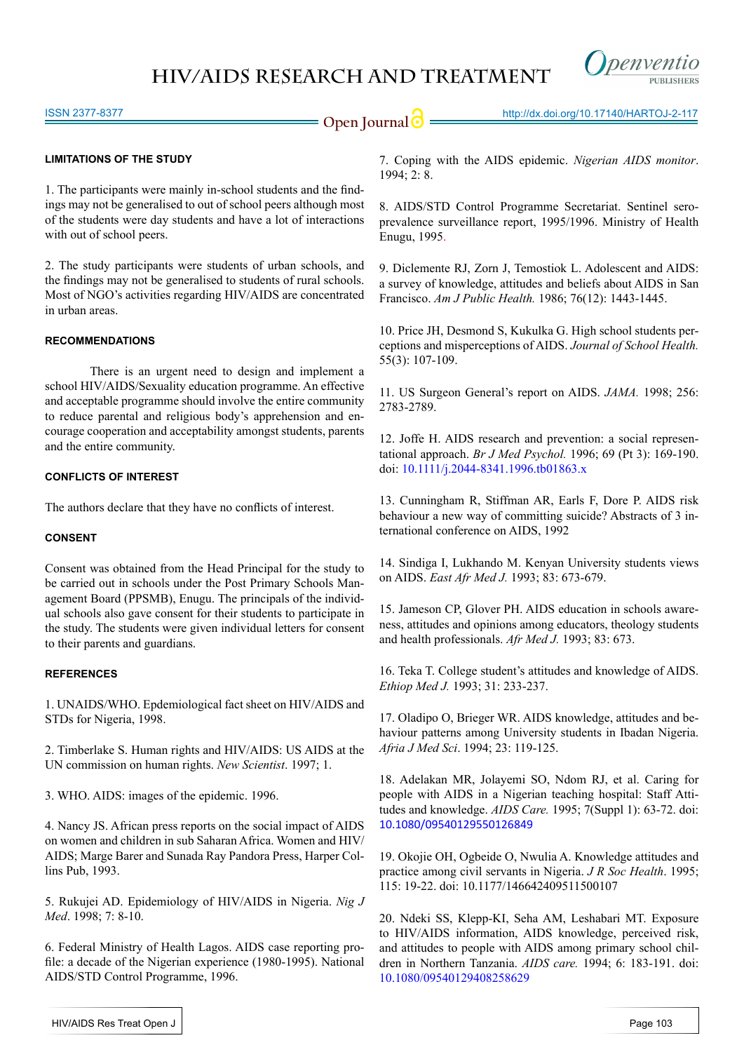## LIMITATIONS OF THE STUDY

1. The participants were mainly in-school students and the findings may not be generalised to out of school peers although most of the students were day students and have a lot of interactions with out of school peers.

2. The study participants were students of urban schools, and the findings may not be generalised to students of rural schools. Most of NGO's activities regarding HIV/AIDS are concentrated in urban areas.

## RECOMMENDATIONS

There is an urgent need to design and implement a school HIV/AIDS/Sexuality education programme. An effective and acceptable programme should involve the entire community to reduce parental and religious body's apprehension and encourage cooperation and acceptability amongst students, parents and the entire community.

## CONFLICTS OF INTEREST

The authors declare that they have no conflicts of interest.

## CONSENT

Consent was obtained from the Head Principal for the study to be carried out in schools under the Post Primary Schools Management Board (PPSMB), Enugu. The principals of the individual schools also gave consent for their students to participate in the study. The students were given individual letters for consent to their parents and guardians.

## REFERENCES

1. UNAIDS/WHO. Epdemiological fact sheet on HIV/AIDS and STDs for Nigeria, 1998.

2. Timberlake S. Human rights and HIV/AIDS: US AIDS at the UN commission on human rights. *New Scientist*. 1997; 1.

3. WHO. AIDS: images of the epidemic. 1996.

4. Nancy JS. African press reports on the social impact of AIDS on women and children in sub Saharan Africa. Women and HIV/AIDS; Marge Barer and Sunada Ray Pandora Press, Harper Collins Pub, 1993.

5. Rukujei AD. Epidemiology of HIV/AIDS in Nigeria. *Nig J Med*. 1998; 7: 8-10.

6. Federal Ministry of Health Lagos. AIDS case reporting profile: a decade of the Nigerian experience (1980-1995). National AIDS/STD Control Programme, 1996.

7. Coping with the AIDS epidemic. *Nigerian AIDS monitor*. 1994; 2: 8.

8. AIDS/STD Control Programme Secretariat. Sentinel seroprevalence surveillance report, 1995/1996. Ministry of Health Enugu, 1995.

9. Diclemente RJ, Zorn J, Temostiok L. Adolescent and AIDS: a survey of knowledge, attitudes and beliefs about AIDS in San Francisco. *Am J Public Health.* 1986; 76(12): 1443-1445.

10. Price JH, Desmond S, Kukulka G. High school students perceptions and misperceptions of AIDS. *Journal of School Health.* 55(3): 107-109.

11. US Surgeon General's report on AIDS. *JAMA.* 1998; 256: 2783-2789.

12. Joffe H. AIDS research and prevention: a social representational approach. *Br J Med Psychol.* 1996; 69 (Pt 3): 169-190. doi: 10.1111/j.2044-8341.1996.tb01863.x

13. Cunningham R, Stiffman AR, Earls F, Dore P. AIDS risk behaviour a new way of committing suicide? Abstracts of 3 international conference on AIDS, 1992

14. Sindiga I, Lukhando M. Kenyan University students views on AIDS. *East Afr Med J.* 1993; 83: 673-679.

15. Jameson CP, Glover PH. AIDS education in schools awareness, attitudes and opinions among educators, theology students and health professionals. *Afr Med J.* 1993; 83: 673.

16. Teka T. College student's attitudes and knowledge of AIDS. *Ethiop Med J.* 1993; 31: 233-237.

17. Oladipo O, Brieger WR. AIDS knowledge, attitudes and behaviour patterns among University students in Ibadan Nigeria. *Afria J Med Sci*. 1994; 23: 119-125.

18. Adelakan MR, Jolayemi SO, Ndom RJ, et al. Caring for people with AIDS in a Nigerian teaching hospital: Staff Attitudes and knowledge. *AIDS Care.* 1995; 7(Suppl 1): 63-72. doi: 10.1080/09540129550126849

19. Okojie OH, Ogbeide O, Nwulia A. Knowledge attitudes and practice among civil servants in Nigeria. *J R Soc Health*. 1995; 115: 19-22. doi: 10.1177/146642409511500107

20. Ndeki SS, Klepp-KI, Seha AM, Leshabari MT. Exposure to HIV/AIDS information, AIDS knowledge, perceived risk, and attitudes to people with AIDS among primary school children in Northern Tanzania. *AIDS care.* 1994; 6: 183-191. doi: 10.1080/09540129408258629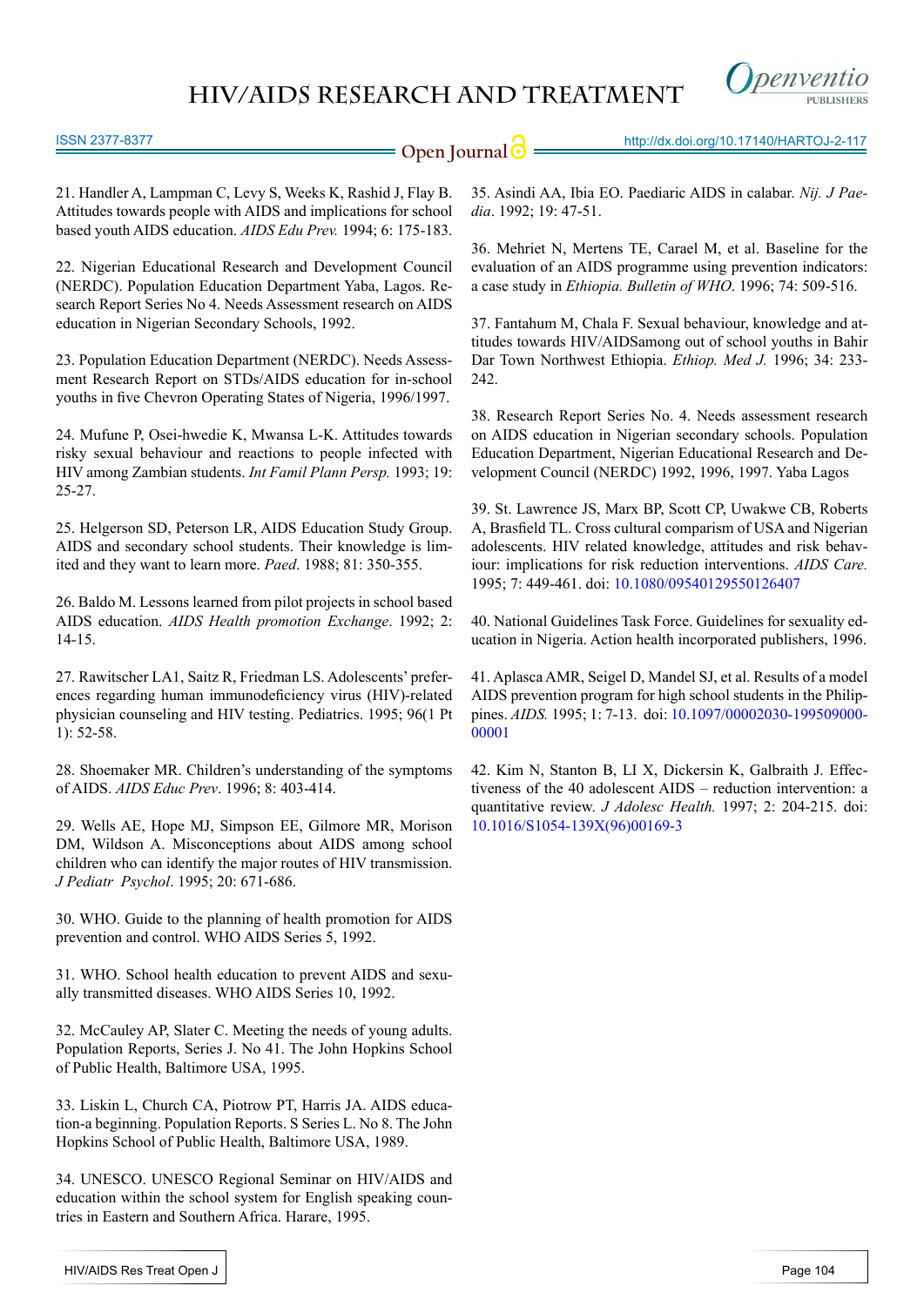21. Handler A, Lampman C, Levy S, Weeks K, Rashid J, Flay B. Attitudes towards people with AIDS and implications for school based youth AIDS education. *AIDS Edu Prev.* 1994; 6: 175-183.

22. Nigerian Educational Research and Development Council (NERDC). Population Education Department Yaba, Lagos. Research Report Series No 4. Needs Assessment research on AIDS education in Nigerian Secondary Schools, 1992.

23. Population Education Department (NERDC). Needs Assessment Research Report on STDs/AIDS education for in-school youths in five Chevron Operating States of Nigeria, 1996/1997.

24. Mufune P, Osei-hwedie K, Mwansa L-K. Attitudes towards risky sexual behaviour and reactions to people infected with HIV among Zambian students. *Int Famil Plann Persp.* 1993; 19: 25-27.

25. Helgerson SD, Peterson LR, AIDS Education Study Group. AIDS and secondary school students. Their knowledge is limited and they want to learn more. *Paed*. 1988; 81: 350-355.

26. Baldo M. Lessons learned from pilot projects in school based AIDS education. *AIDS Health promotion Exchange*. 1992; 2: 14-15.

27. Rawitscher LA1, Saitz R, Friedman LS. Adolescents' preferences regarding human immunodeficiency virus (HIV)-related physician counseling and HIV testing. Pediatrics. 1995; 96(1 Pt 1): 52-58.

28. Shoemaker MR. Children's understanding of the symptoms of AIDS. *AIDS Educ Prev*. 1996; 8: 403-414.

29. Wells AE, Hope MJ, Simpson EE, Gilmore MR, Morison DM, Wildson A. Misconceptions about AIDS among school children who can identify the major routes of HIV transmission. *J Pediatr Psychol*. 1995; 20: 671-686.

30. WHO. Guide to the planning of health promotion for AIDS prevention and control. WHO AIDS Series 5, 1992.

31. WHO. School health education to prevent AIDS and sexually transmitted diseases. WHO AIDS Series 10, 1992.

32. McCauley AP, Slater C. Meeting the needs of young adults. Population Reports, Series J. No 41. The John Hopkins School of Public Health, Baltimore USA, 1995.

33. Liskin L, Church CA, Piotrow PT, Harris JA. AIDS education-a beginning. Population Reports. S Series L. No 8. The John Hopkins School of Public Health, Baltimore USA, 1989.

34. UNESCO. UNESCO Regional Seminar on HIV/AIDS and education within the school system for English speaking countries in Eastern and Southern Africa. Harare, 1995.

35. Asindi AA, Ibia EO. Paediaric AIDS in calabar. *Nij. J Paedia*. 1992; 19: 47-51.

36. Mehriet N, Mertens TE, Carael M, et al. Baseline for the evaluation of an AIDS programme using prevention indicators: a case study in *Ethiopia. Bulletin of WHO*. 1996; 74: 509-516.

37. Fantahum M, Chala F. Sexual behaviour, knowledge and attitudes towards HIV/AIDSamong out of school youths in Bahir Dar Town Northwest Ethiopia. *Ethiop. Med J.* 1996; 34: 233-242.

38. Research Report Series No. 4. Needs assessment research on AIDS education in Nigerian secondary schools. Population Education Department, Nigerian Educational Research and Development Council (NERDC) 1992, 1996, 1997. Yaba Lagos

39. St. Lawrence JS, Marx BP, Scott CP, Uwakwe CB, Roberts A, Brasfield TL. Cross cultural comparism of USA and Nigerian adolescents. HIV related knowledge, attitudes and risk behaviour: implications for risk reduction interventions. *AIDS Care.* 1995; 7: 449-461. doi: 10.1080/09540129550126407

40. National Guidelines Task Force. Guidelines for sexuality education in Nigeria. Action health incorporated publishers, 1996.

41. Aplasca AMR, Seigel D, Mandel SJ, et al. Results of a model AIDS prevention program for high school students in the Philippines. *AIDS.* 1995; 1: 7-13. doi: 10.1097/00002030-199509000-00001

42. Kim N, Stanton B, LI X, Dickersin K, Galbraith J. Effectiveness of the 40 adolescent AIDS – reduction intervention: a quantitative review. *J Adolesc Health.* 1997; 2: 204-215. doi: 10.1016/S1054-139X(96)00169-3